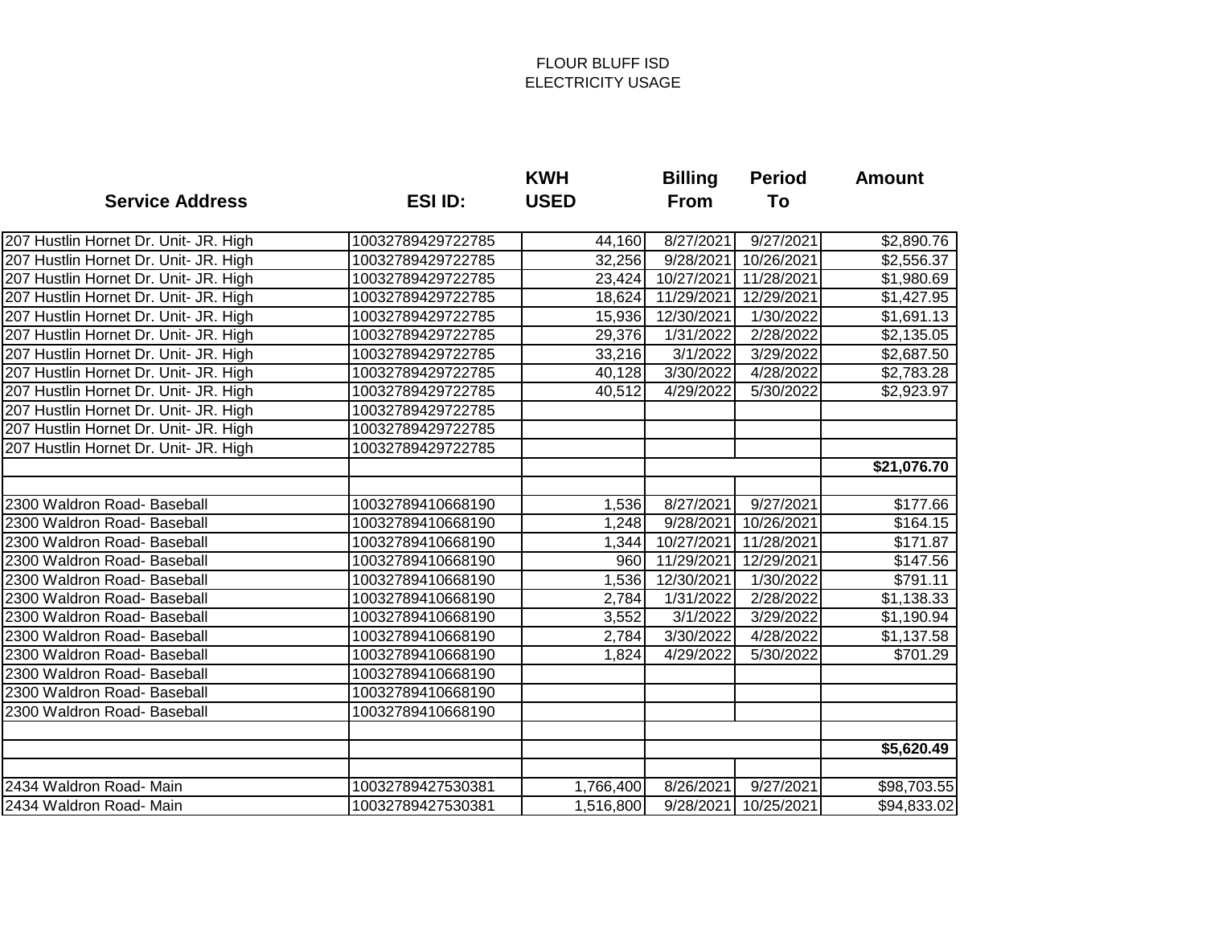FLOUR BLUFF ISD
ELECTRICITY USAGE

| Service Address | ESI ID: | KWH USED | Billing From | Period To | Amount |
|---|---|---|---|---|---|
| 207 Hustlin Hornet Dr. Unit- JR. High | 10032789429722785 | 44,160 | 8/27/2021 | 9/27/2021 | $2,890.76 |
| 207 Hustlin Hornet Dr. Unit- JR. High | 10032789429722785 | 32,256 | 9/28/2021 | 10/26/2021 | $2,556.37 |
| 207 Hustlin Hornet Dr. Unit- JR. High | 10032789429722785 | 23,424 | 10/27/2021 | 11/28/2021 | $1,980.69 |
| 207 Hustlin Hornet Dr. Unit- JR. High | 10032789429722785 | 18,624 | 11/29/2021 | 12/29/2021 | $1,427.95 |
| 207 Hustlin Hornet Dr. Unit- JR. High | 10032789429722785 | 15,936 | 12/30/2021 | 1/30/2022 | $1,691.13 |
| 207 Hustlin Hornet Dr. Unit- JR. High | 10032789429722785 | 29,376 | 1/31/2022 | 2/28/2022 | $2,135.05 |
| 207 Hustlin Hornet Dr. Unit- JR. High | 10032789429722785 | 33,216 | 3/1/2022 | 3/29/2022 | $2,687.50 |
| 207 Hustlin Hornet Dr. Unit- JR. High | 10032789429722785 | 40,128 | 3/30/2022 | 4/28/2022 | $2,783.28 |
| 207 Hustlin Hornet Dr. Unit- JR. High | 10032789429722785 | 40,512 | 4/29/2022 | 5/30/2022 | $2,923.97 |
| 207 Hustlin Hornet Dr. Unit- JR. High | 10032789429722785 | | | | |
| 207 Hustlin Hornet Dr. Unit- JR. High | 10032789429722785 | | | | |
| 207 Hustlin Hornet Dr. Unit- JR. High | 10032789429722785 | | | | |
| | | | | | **$21,076.70** |
| | | | | | |
| 2300 Waldron Road- Baseball | 10032789410668190 | 1,536 | 8/27/2021 | 9/27/2021 | $177.66 |
| 2300 Waldron Road- Baseball | 10032789410668190 | 1,248 | 9/28/2021 | 10/26/2021 | $164.15 |
| 2300 Waldron Road- Baseball | 10032789410668190 | 1,344 | 10/27/2021 | 11/28/2021 | $171.87 |
| 2300 Waldron Road- Baseball | 10032789410668190 | 960 | 11/29/2021 | 12/29/2021 | $147.56 |
| 2300 Waldron Road- Baseball | 10032789410668190 | 1,536 | 12/30/2021 | 1/30/2022 | $791.11 |
| 2300 Waldron Road- Baseball | 10032789410668190 | 2,784 | 1/31/2022 | 2/28/2022 | $1,138.33 |
| 2300 Waldron Road- Baseball | 10032789410668190 | 3,552 | 3/1/2022 | 3/29/2022 | $1,190.94 |
| 2300 Waldron Road- Baseball | 10032789410668190 | 2,784 | 3/30/2022 | 4/28/2022 | $1,137.58 |
| 2300 Waldron Road- Baseball | 10032789410668190 | 1,824 | 4/29/2022 | 5/30/2022 | $701.29 |
| 2300 Waldron Road- Baseball | 10032789410668190 | | | | |
| 2300 Waldron Road- Baseball | 10032789410668190 | | | | |
| 2300 Waldron Road- Baseball | 10032789410668190 | | | | |
| | | | | | |
| | | | | | **$5,620.49** |
| | | | | | |
| 2434 Waldron Road- Main | 10032789427530381 | 1,766,400 | 8/26/2021 | 9/27/2021 | $98,703.55 |
| 2434 Waldron Road- Main | 10032789427530381 | 1,516,800 | 9/28/2021 | 10/25/2021 | $94,833.02 |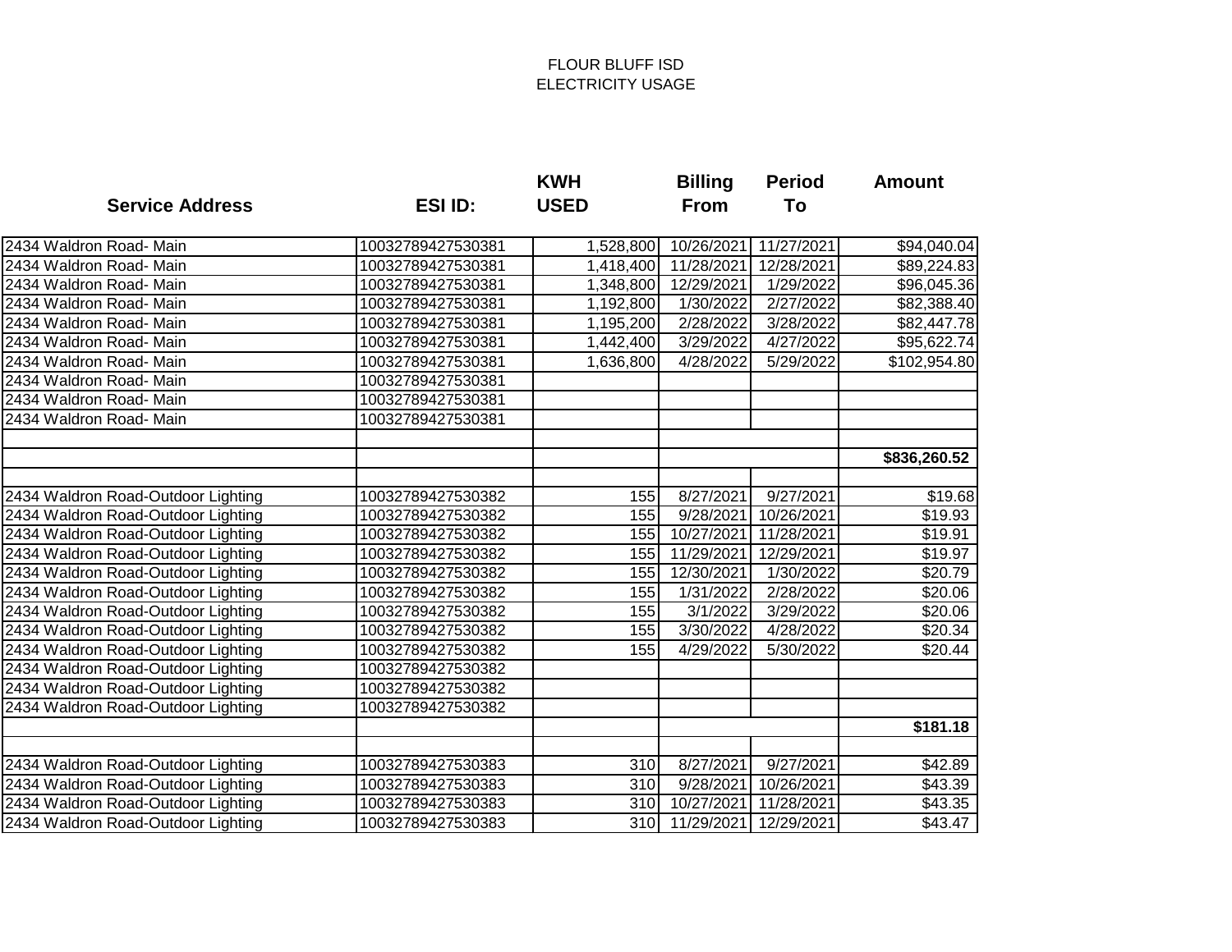FLOUR BLUFF ISD
ELECTRICITY USAGE

| Service Address | ESI ID: | KWH USED | Billing From | Period To | Amount |
|---|---|---|---|---|---|
| 2434 Waldron Road- Main | 10032789427530381 | 1,528,800 | 10/26/2021 | 11/27/2021 | $94,040.04 |
| 2434 Waldron Road- Main | 10032789427530381 | 1,418,400 | 11/28/2021 | 12/28/2021 | $89,224.83 |
| 2434 Waldron Road- Main | 10032789427530381 | 1,348,800 | 12/29/2021 | 1/29/2022 | $96,045.36 |
| 2434 Waldron Road- Main | 10032789427530381 | 1,192,800 | 1/30/2022 | 2/27/2022 | $82,388.40 |
| 2434 Waldron Road- Main | 10032789427530381 | 1,195,200 | 2/28/2022 | 3/28/2022 | $82,447.78 |
| 2434 Waldron Road- Main | 10032789427530381 | 1,442,400 | 3/29/2022 | 4/27/2022 | $95,622.74 |
| 2434 Waldron Road- Main | 10032789427530381 | 1,636,800 | 4/28/2022 | 5/29/2022 | $102,954.80 |
| 2434 Waldron Road- Main | 10032789427530381 | | | | |
| 2434 Waldron Road- Main | 10032789427530381 | | | | |
| 2434 Waldron Road- Main | 10032789427530381 | | | | |
| | | | | | |
| | | | | | **$836,260.52** |
| | | | | | |
| 2434 Waldron Road-Outdoor Lighting | 10032789427530382 | 155 | 8/27/2021 | 9/27/2021 | $19.68 |
| 2434 Waldron Road-Outdoor Lighting | 10032789427530382 | 155 | 9/28/2021 | 10/26/2021 | $19.93 |
| 2434 Waldron Road-Outdoor Lighting | 10032789427530382 | 155 | 10/27/2021 | 11/28/2021 | $19.91 |
| 2434 Waldron Road-Outdoor Lighting | 10032789427530382 | 155 | 11/29/2021 | 12/29/2021 | $19.97 |
| 2434 Waldron Road-Outdoor Lighting | 10032789427530382 | 155 | 12/30/2021 | 1/30/2022 | $20.79 |
| 2434 Waldron Road-Outdoor Lighting | 10032789427530382 | 155 | 1/31/2022 | 2/28/2022 | $20.06 |
| 2434 Waldron Road-Outdoor Lighting | 10032789427530382 | 155 | 3/1/2022 | 3/29/2022 | $20.06 |
| 2434 Waldron Road-Outdoor Lighting | 10032789427530382 | 155 | 3/30/2022 | 4/28/2022 | $20.34 |
| 2434 Waldron Road-Outdoor Lighting | 10032789427530382 | 155 | 4/29/2022 | 5/30/2022 | $20.44 |
| 2434 Waldron Road-Outdoor Lighting | 10032789427530382 | | | | |
| 2434 Waldron Road-Outdoor Lighting | 10032789427530382 | | | | |
| 2434 Waldron Road-Outdoor Lighting | 10032789427530382 | | | | |
| | | | | | **$181.18** |
| | | | | | |
| 2434 Waldron Road-Outdoor Lighting | 10032789427530383 | 310 | 8/27/2021 | 9/27/2021 | $42.89 |
| 2434 Waldron Road-Outdoor Lighting | 10032789427530383 | 310 | 9/28/2021 | 10/26/2021 | $43.39 |
| 2434 Waldron Road-Outdoor Lighting | 10032789427530383 | 310 | 10/27/2021 | 11/28/2021 | $43.35 |
| 2434 Waldron Road-Outdoor Lighting | 10032789427530383 | 310 | 11/29/2021 | 12/29/2021 | $43.47 |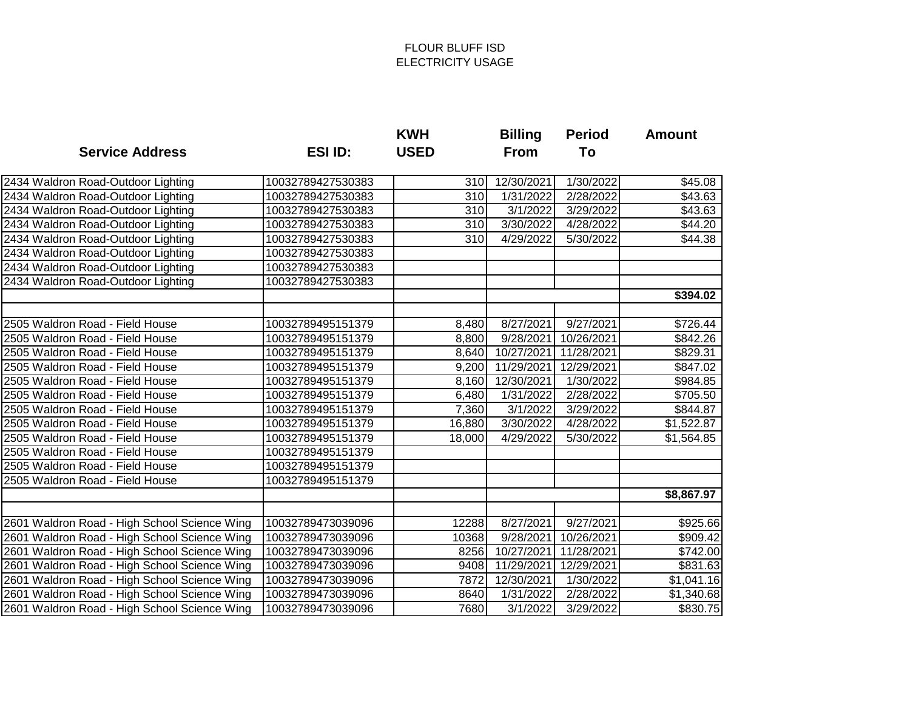FLOUR BLUFF ISD
ELECTRICITY USAGE

| Service Address | ESI ID: | KWH USED | Billing From | Period To | Amount |
|---|---|---|---|---|---|
| 2434 Waldron Road-Outdoor Lighting | 10032789427530383 | 310 | 12/30/2021 | 1/30/2022 | $45.08 |
| 2434 Waldron Road-Outdoor Lighting | 10032789427530383 | 310 | 1/31/2022 | 2/28/2022 | $43.63 |
| 2434 Waldron Road-Outdoor Lighting | 10032789427530383 | 310 | 3/1/2022 | 3/29/2022 | $43.63 |
| 2434 Waldron Road-Outdoor Lighting | 10032789427530383 | 310 | 3/30/2022 | 4/28/2022 | $44.20 |
| 2434 Waldron Road-Outdoor Lighting | 10032789427530383 | 310 | 4/29/2022 | 5/30/2022 | $44.38 |
| 2434 Waldron Road-Outdoor Lighting | 10032789427530383 | | | | |
| 2434 Waldron Road-Outdoor Lighting | 10032789427530383 | | | | |
| 2434 Waldron Road-Outdoor Lighting | 10032789427530383 | | | | |
| | | | | | **$394.02** |
| | | | | | |
| 2505 Waldron Road - Field House | 10032789495151379 | 8,480 | 8/27/2021 | 9/27/2021 | $726.44 |
| 2505 Waldron Road - Field House | 10032789495151379 | 8,800 | 9/28/2021 | 10/26/2021 | $842.26 |
| 2505 Waldron Road - Field House | 10032789495151379 | 8,640 | 10/27/2021 | 11/28/2021 | $829.31 |
| 2505 Waldron Road - Field House | 10032789495151379 | 9,200 | 11/29/2021 | 12/29/2021 | $847.02 |
| 2505 Waldron Road - Field House | 10032789495151379 | 8,160 | 12/30/2021 | 1/30/2022 | $984.85 |
| 2505 Waldron Road - Field House | 10032789495151379 | 6,480 | 1/31/2022 | 2/28/2022 | $705.50 |
| 2505 Waldron Road - Field House | 10032789495151379 | 7,360 | 3/1/2022 | 3/29/2022 | $844.87 |
| 2505 Waldron Road - Field House | 10032789495151379 | 16,880 | 3/30/2022 | 4/28/2022 | $1,522.87 |
| 2505 Waldron Road - Field House | 10032789495151379 | 18,000 | 4/29/2022 | 5/30/2022 | $1,564.85 |
| 2505 Waldron Road - Field House | 10032789495151379 | | | | |
| 2505 Waldron Road - Field House | 10032789495151379 | | | | |
| 2505 Waldron Road - Field House | 10032789495151379 | | | | |
| | | | | | **$8,867.97** |
| | | | | | |
| 2601 Waldron Road - High School Science Wing | 10032789473039096 | 12288 | 8/27/2021 | 9/27/2021 | $925.66 |
| 2601 Waldron Road - High School Science Wing | 10032789473039096 | 10368 | 9/28/2021 | 10/26/2021 | $909.42 |
| 2601 Waldron Road - High School Science Wing | 10032789473039096 | 8256 | 10/27/2021 | 11/28/2021 | $742.00 |
| 2601 Waldron Road - High School Science Wing | 10032789473039096 | 9408 | 11/29/2021 | 12/29/2021 | $831.63 |
| 2601 Waldron Road - High School Science Wing | 10032789473039096 | 7872 | 12/30/2021 | 1/30/2022 | $1,041.16 |
| 2601 Waldron Road - High School Science Wing | 10032789473039096 | 8640 | 1/31/2022 | 2/28/2022 | $1,340.68 |
| 2601 Waldron Road - High School Science Wing | 10032789473039096 | 7680 | 3/1/2022 | 3/29/2022 | $830.75 |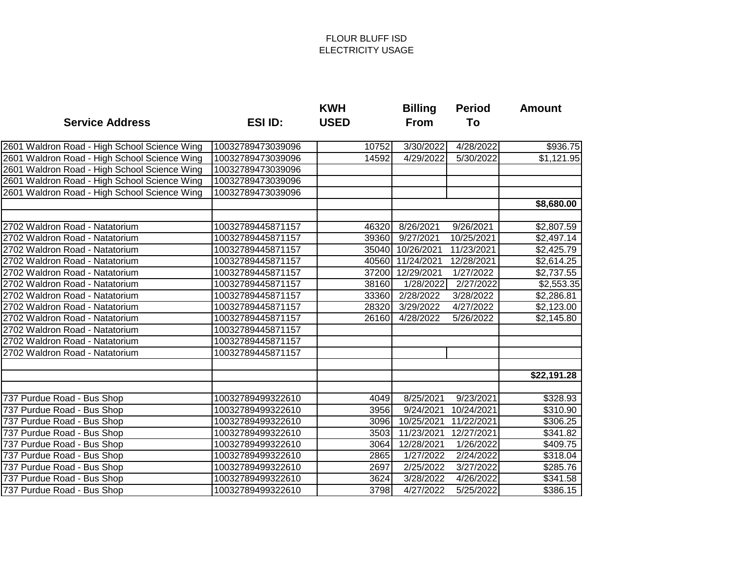FLOUR BLUFF ISD
ELECTRICITY USAGE

| Service Address | ESI ID: | KWH USED | Billing From | Period To | Amount |
|---|---|---|---|---|---|
| 2601 Waldron Road - High School Science Wing | 10032789473039096 | 10752 | 3/30/2022 | 4/28/2022 | $936.75 |
| 2601 Waldron Road - High School Science Wing | 10032789473039096 | 14592 | 4/29/2022 | 5/30/2022 | $1,121.95 |
| 2601 Waldron Road - High School Science Wing | 10032789473039096 | | | | |
| 2601 Waldron Road - High School Science Wing | 10032789473039096 | | | | |
| 2601 Waldron Road - High School Science Wing | 10032789473039096 | | | | |
| | | | | | **$8,680.00** |
| | | | | | |
| 2702 Waldron Road - Natatorium | 10032789445871157 | 46320 | 8/26/2021 | 9/26/2021 | $2,807.59 |
| 2702 Waldron Road - Natatorium | 10032789445871157 | 39360 | 9/27/2021 | 10/25/2021 | $2,497.14 |
| 2702 Waldron Road - Natatorium | 10032789445871157 | 35040 | 10/26/2021 | 11/23/2021 | $2,425.79 |
| 2702 Waldron Road - Natatorium | 10032789445871157 | 40560 | 11/24/2021 | 12/28/2021 | $2,614.25 |
| 2702 Waldron Road - Natatorium | 10032789445871157 | 37200 | 12/29/2021 | 1/27/2022 | $2,737.55 |
| 2702 Waldron Road - Natatorium | 10032789445871157 | 38160 | 1/28/2022 | 2/27/2022 | $2,553.35 |
| 2702 Waldron Road - Natatorium | 10032789445871157 | 33360 | 2/28/2022 | 3/28/2022 | $2,286.81 |
| 2702 Waldron Road - Natatorium | 10032789445871157 | 28320 | 3/29/2022 | 4/27/2022 | $2,123.00 |
| 2702 Waldron Road - Natatorium | 10032789445871157 | 26160 | 4/28/2022 | 5/26/2022 | $2,145.80 |
| 2702 Waldron Road - Natatorium | 10032789445871157 | | | | |
| 2702 Waldron Road - Natatorium | 10032789445871157 | | | | |
| 2702 Waldron Road - Natatorium | 10032789445871157 | | | | |
| | | | | | |
| | | | | | **$22,191.28** |
| | | | | | |
| 737 Purdue Road - Bus Shop | 10032789499322610 | 4049 | 8/25/2021 | 9/23/2021 | $328.93 |
| 737 Purdue Road - Bus Shop | 10032789499322610 | 3956 | 9/24/2021 | 10/24/2021 | $310.90 |
| 737 Purdue Road - Bus Shop | 10032789499322610 | 3096 | 10/25/2021 | 11/22/2021 | $306.25 |
| 737 Purdue Road - Bus Shop | 10032789499322610 | 3503 | 11/23/2021 | 12/27/2021 | $341.82 |
| 737 Purdue Road - Bus Shop | 10032789499322610 | 3064 | 12/28/2021 | 1/26/2022 | $409.75 |
| 737 Purdue Road - Bus Shop | 10032789499322610 | 2865 | 1/27/2022 | 2/24/2022 | $318.04 |
| 737 Purdue Road - Bus Shop | 10032789499322610 | 2697 | 2/25/2022 | 3/27/2022 | $285.76 |
| 737 Purdue Road - Bus Shop | 10032789499322610 | 3624 | 3/28/2022 | 4/26/2022 | $341.58 |
| 737 Purdue Road - Bus Shop | 10032789499322610 | 3798 | 4/27/2022 | 5/25/2022 | $386.15 |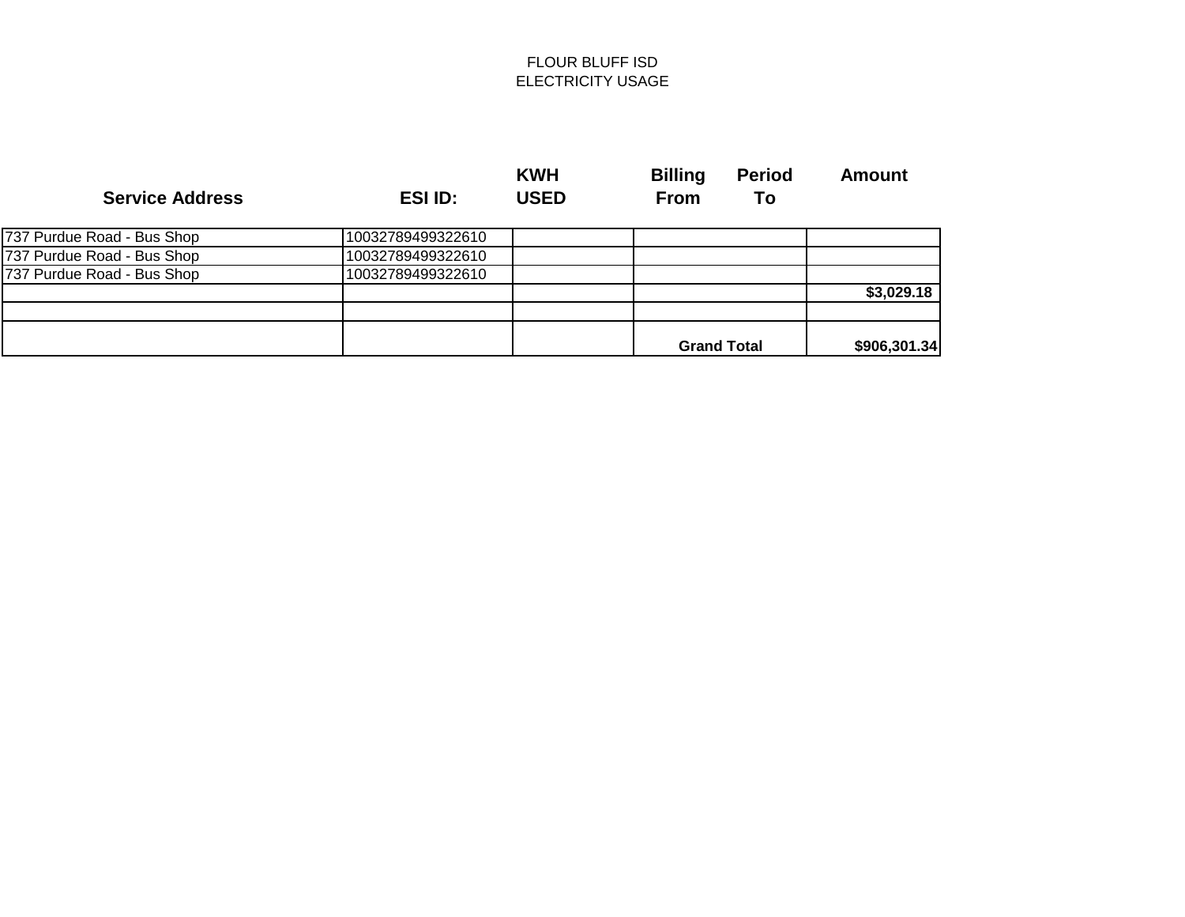FLOUR BLUFF ISD
ELECTRICITY USAGE

| Service Address | ESI ID: | KWH USED | Billing From | Period To | Amount |
|---|---|---|---|---|---|
| 737 Purdue Road - Bus Shop | 10032789499322610 | | | | |
| 737 Purdue Road - Bus Shop | 10032789499322610 | | | | |
| 737 Purdue Road - Bus Shop | 10032789499322610 | | | | |
| | | | | | **$3,029.18** |
| | | | | | |
| | | | **Grand Total** | | **$906,301.34** |